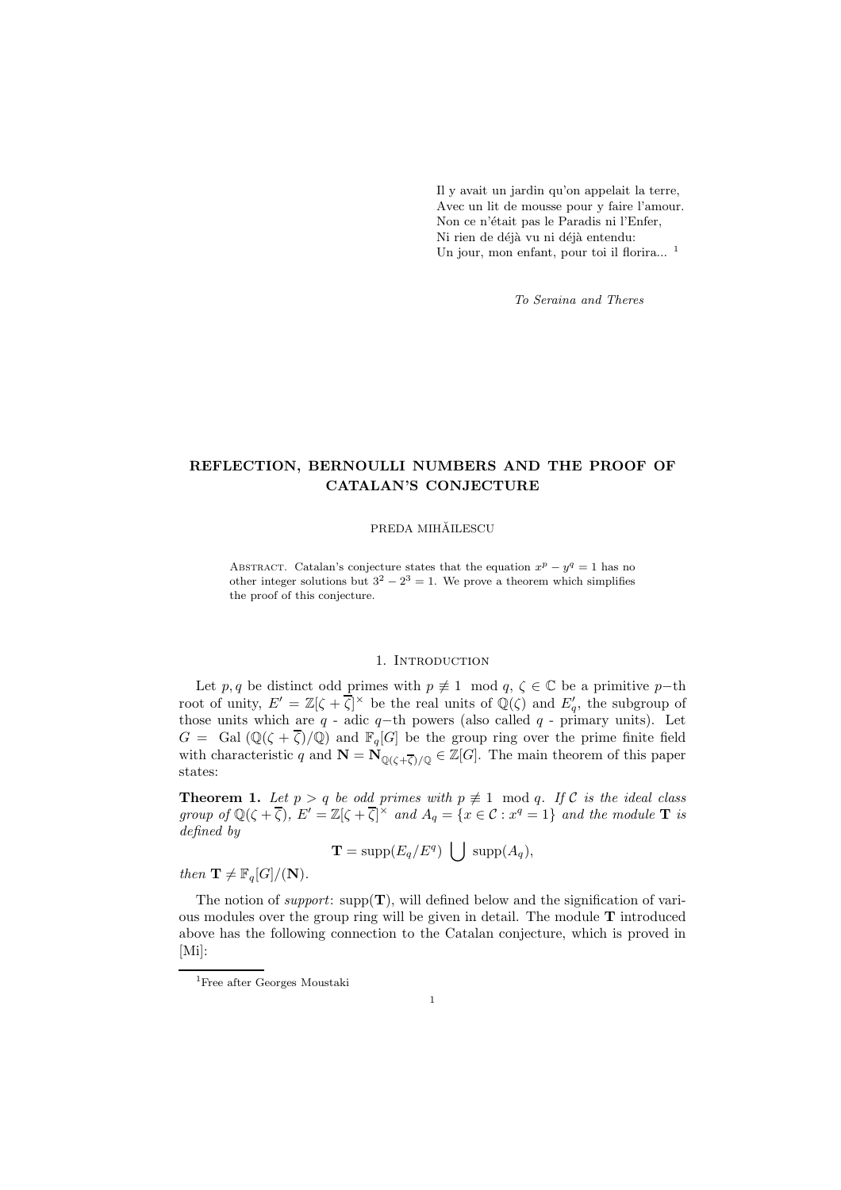Il y avait un jardin qu'on appelait la terre,
Avec un lit de mousse pour y faire l'amour.
Non ce n'était pas le Paradis ni l'Enfer,
Ni rien de déjà vu ni déjà entendu:
Un jour, mon enfant, pour toi il florira... [1]

*To Seraina and Theres*

# REFLECTION, BERNOULLI NUMBERS AND THE PROOF OF CATALAN'S CONJECTURE

PREDA MIHĂILESCU

Abstract. Catalan's conjecture states that the equation $x^p - y^q = 1$ has no other integer solutions but $3^2 - 2^3 = 1$. We prove a theorem which simplifies the proof of this conjecture.

## 1. Introduction

Let $p, q$ be distinct odd primes with $p \not\equiv 1 \mod q$, $\zeta \in \mathbb{C}$ be a primitive $p-$th root of unity, $E' = \mathbb{Z}[\zeta + \overline{\zeta}]^\times$ be the real units of $\mathbb{Q}(\zeta)$ and $E'_q$, the subgroup of those units which are $q$ - adic $q-$th powers (also called $q$ - primary units). Let $G = \text{Gal}(\mathbb{Q}(\zeta + \overline{\zeta})/\mathbb{Q})$ and $\mathbb{F}_q[G]$ be the group ring over the prime finite field with characteristic $q$ and $\mathbf{N} = \mathbf{N}_{\mathbb{Q}(\zeta+\overline{\zeta})/\mathbb{Q}} \in \mathbb{Z}[G]$. The main theorem of this paper states:

**Theorem 1.** *Let $p > q$ be odd primes with $p \not\equiv 1 \mod q$. If $\mathcal{C}$ is the ideal class group of $\mathbb{Q}(\zeta + \overline{\zeta})$, $E' = \mathbb{Z}[\zeta + \overline{\zeta}]^\times$ and $A_q = \{x \in \mathcal{C} : x^q = 1\}$ and the module $\mathbf{T}$ is defined by*

$$\mathbf{T} = \text{supp}(E_q/E^q) \bigcup \text{supp}(A_q),$$

*then $\mathbf{T} \neq \mathbb{F}_q[G]/(\mathbf{N})$.*

The notion of *support*: $\text{supp}(\mathbf{T})$, will defined below and the signification of various modules over the group ring will be given in detail. The module $\mathbf{T}$ introduced above has the following connection to the Catalan conjecture, which is proved in [Mi]:

[1] Free after Georges Moustaki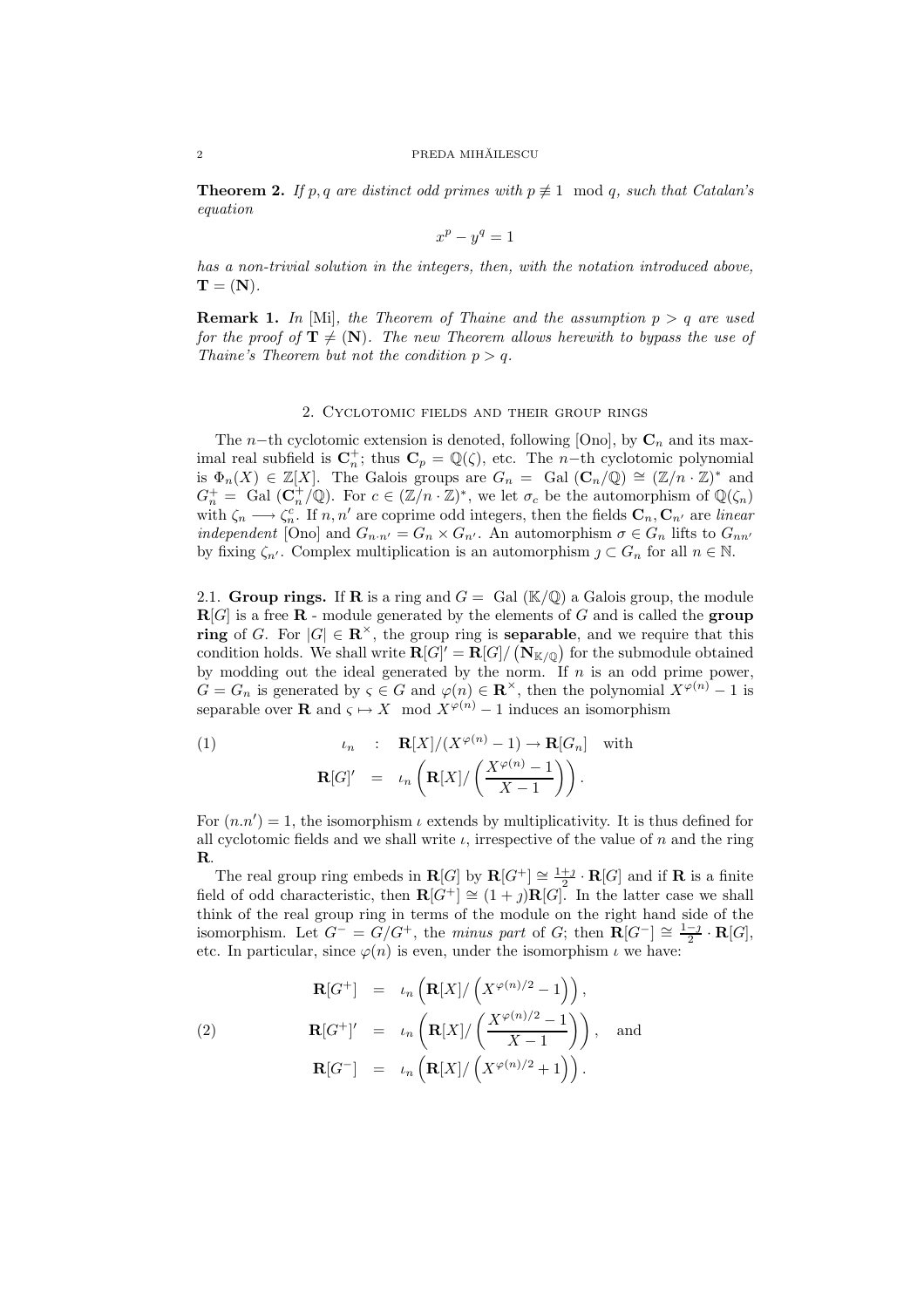**Theorem 2.** *If $p, q$ are distinct odd primes with $p \not\equiv 1 \mod q$, such that Catalan's equation*

$$x^p - y^q = 1$$

*has a non-trivial solution in the integers, then, with the notation introduced above, $\mathbf{T} = (\mathbf{N})$.*

**Remark 1.** *In* [Mi]*, the Theorem of Thaine and the assumption $p > q$ are used for the proof of $\mathbf{T} \neq (\mathbf{N})$. The new Theorem allows herewith to bypass the use of Thaine's Theorem but not the condition $p > q$.*

## 2. Cyclotomic fields and their group rings

The $n-$th cyclotomic extension is denoted, following [Ono], by $\mathbf{C}_n$ and its maximal real subfield is $\mathbf{C}_n^+$; thus $\mathbf{C}_p = \mathbb{Q}(\zeta)$, etc. The $n-$th cyclotomic polynomial is $\Phi_n(X) \in \mathbb{Z}[X]$. The Galois groups are $G_n = \text{Gal}(\mathbf{C}_n/\mathbb{Q}) \cong (\mathbb{Z}/n \cdot \mathbb{Z})^*$ and $G_n^+ = \text{Gal}(\mathbf{C}_n^+/\mathbb{Q})$. For $c \in (\mathbb{Z}/n \cdot \mathbb{Z})^*$, we let $\sigma_c$ be the automorphism of $\mathbb{Q}(\zeta_n)$ with $\zeta_n \longrightarrow \zeta_n^c$. If $n, n'$ are coprime odd integers, then the fields $\mathbf{C}_n, \mathbf{C}_{n'}$ are *linear independent* [Ono] and $G_{n \cdot n'} = G_n \times G_{n'}$. An automorphism $\sigma \in G_n$ lifts to $G_{nn'}$ by fixing $\zeta_{n'}$. Complex multiplication is an automorphism $\jmath \subset G_n$ for all $n \in \mathbb{N}$.

2.1. **Group rings.** If $\mathbf{R}$ is a ring and $G = \text{Gal}(\mathbb{K}/\mathbb{Q})$ a Galois group, the module $\mathbf{R}[G]$ is a free $\mathbf{R}$ - module generated by the elements of $G$ and is called the **group ring** of $G$. For $|G| \in \mathbf{R}^\times$, the group ring is **separable**, and we require that this condition holds. We shall write $\mathbf{R}[G]' = \mathbf{R}[G]/\left(\mathbf{N}_{\mathbb{K}/\mathbb{Q}}\right)$ for the submodule obtained by modding out the ideal generated by the norm. If $n$ is an odd prime power, $G = G_n$ is generated by $\varsigma \in G$ and $\varphi(n) \in \mathbf{R}^\times$, then the polynomial $X^{\varphi(n)} - 1$ is separable over $\mathbf{R}$ and $\varsigma \mapsto X \mod X^{\varphi(n)} - 1$ induces an isomorphism

$$
\begin{aligned}
(1) \qquad \iota_n \quad &: \quad \mathbf{R}[X]/(X^{\varphi(n)} - 1) \to \mathbf{R}[G_n] \quad \text{with} \\
\mathbf{R}[G]' \quad &= \quad \iota_n\left(\mathbf{R}[X]/\left(\frac{X^{\varphi(n)} - 1}{X - 1}\right)\right).
\end{aligned}
$$

For $(n.n') = 1$, the isomorphism $\iota$ extends by multiplicativity. It is thus defined for all cyclotomic fields and we shall write $\iota$, irrespective of the value of $n$ and the ring $\mathbf{R}$.

The real group ring embeds in $\mathbf{R}[G]$ by $\mathbf{R}[G^+] \cong \frac{1+\jmath}{2} \cdot \mathbf{R}[G]$ and if $\mathbf{R}$ is a finite field of odd characteristic, then $\mathbf{R}[G^+] \cong (1 + \jmath)\mathbf{R}[G]$. In the latter case we shall think of the real group ring in terms of the module on the right hand side of the isomorphism. Let $G^- = G/G^+$, the *minus part* of $G$; then $\mathbf{R}[G^-] \cong \frac{1-\jmath}{2} \cdot \mathbf{R}[G]$, etc. In particular, since $\varphi(n)$ is even, under the isomorphism $\iota$ we have:

$$
\begin{aligned}
\mathbf{R}[G^+] \quad &= \quad \iota_n\left(\mathbf{R}[X]/\left(X^{\varphi(n)/2} - 1\right)\right), \\
(2) \qquad \mathbf{R}[G^+]' \quad &= \quad \iota_n\left(\mathbf{R}[X]/\left(\frac{X^{\varphi(n)/2} - 1}{X - 1}\right)\right), \quad \text{and} \\
\mathbf{R}[G^-] \quad &= \quad \iota_n\left(\mathbf{R}[X]/\left(X^{\varphi(n)/2} + 1\right)\right).
\end{aligned}
$$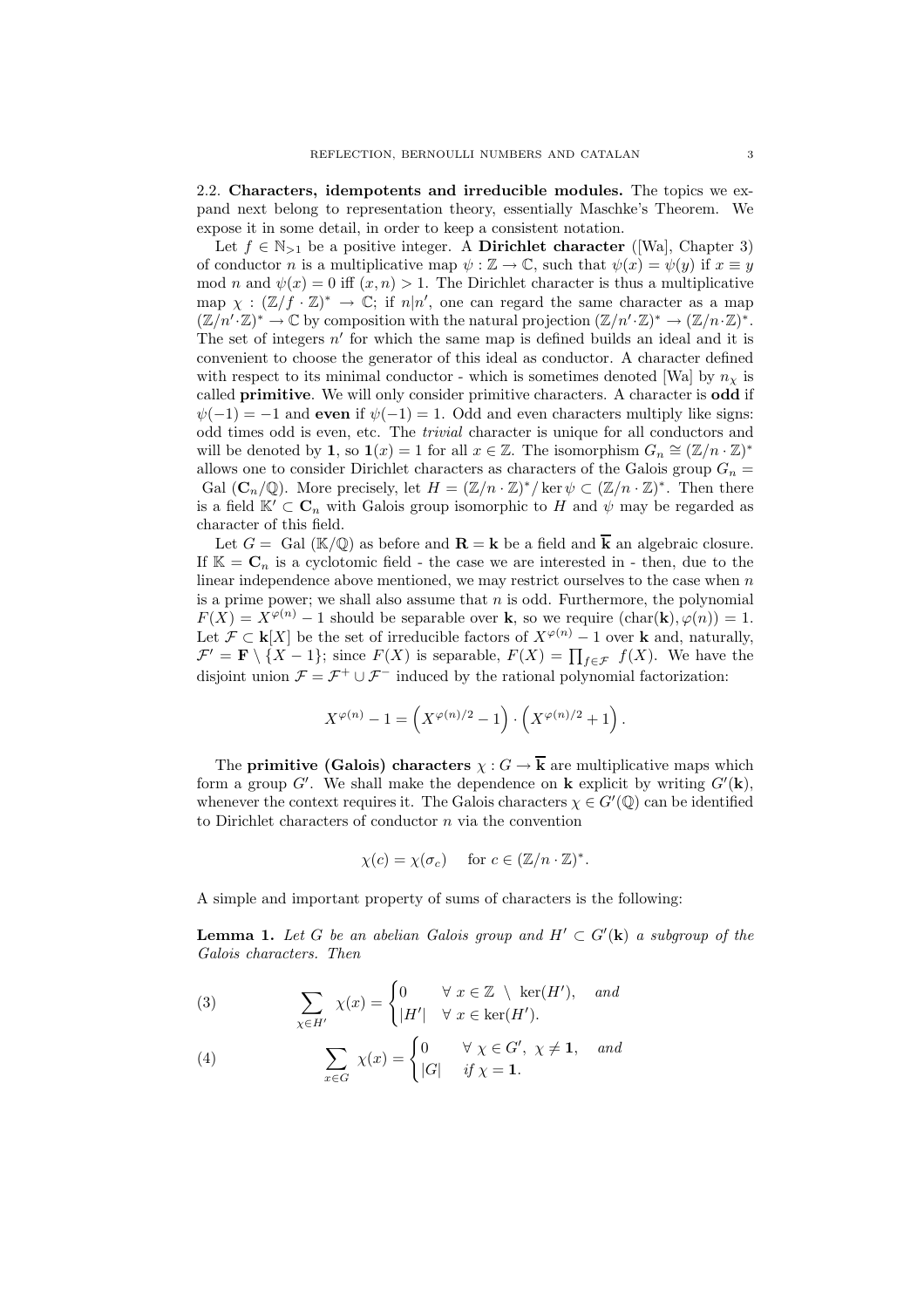2.2. **Characters, idempotents and irreducible modules.** The topics we expand next belong to representation theory, essentially Maschke's Theorem. We expose it in some detail, in order to keep a consistent notation.

Let $f \in \mathbb{N}_{>1}$ be a positive integer. A **Dirichlet character** ([Wa], Chapter 3) of conductor $n$ is a multiplicative map $\psi : \mathbb{Z} \to \mathbb{C}$, such that $\psi(x) = \psi(y)$ if $x \equiv y$ mod $n$ and $\psi(x) = 0$ iff $(x, n) > 1$. The Dirichlet character is thus a multiplicative map $\chi : (\mathbb{Z}/f \cdot \mathbb{Z})^* \to \mathbb{C}$; if $n | n'$, one can regard the same character as a map $(\mathbb{Z}/n' \cdot \mathbb{Z})^* \to \mathbb{C}$ by composition with the natural projection $(\mathbb{Z}/n' \cdot \mathbb{Z})^* \to (\mathbb{Z}/n \cdot \mathbb{Z})^*$. The set of integers $n'$ for which the same map is defined builds an ideal and it is convenient to choose the generator of this ideal as conductor. A character defined with respect to its minimal conductor - which is sometimes denoted [Wa] by $n_\chi$ is called **primitive**. We will only consider primitive characters. A character is **odd** if $\psi(-1) = -1$ and **even** if $\psi(-1) = 1$. Odd and even characters multiply like signs: odd times odd is even, etc. The *trivial* character is unique for all conductors and will be denoted by $\mathbf{1}$, so $\mathbf{1}(x) = 1$ for all $x \in \mathbb{Z}$. The isomorphism $G_n \cong (\mathbb{Z}/n \cdot \mathbb{Z})^*$ allows one to consider Dirichlet characters as characters of the Galois group $G_n =$ Gal $(\mathbf{C}_n/\mathbb{Q})$. More precisely, let $H = (\mathbb{Z}/n \cdot \mathbb{Z})^* / \ker \psi \subset (\mathbb{Z}/n \cdot \mathbb{Z})^*$. Then there is a field $\mathbb{K}' \subset \mathbf{C}_n$ with Galois group isomorphic to $H$ and $\psi$ may be regarded as character of this field.

Let $G =$ Gal $(\mathbb{K}/\mathbb{Q})$ as before and $\mathbf{R} = \mathbf{k}$ be a field and $\overline{\mathbf{k}}$ an algebraic closure. If $\mathbb{K} = \mathbf{C}_n$ is a cyclotomic field - the case we are interested in - then, due to the linear independence above mentioned, we may restrict ourselves to the case when $n$ is a prime power; we shall also assume that $n$ is odd. Furthermore, the polynomial $F(X) = X^{\varphi(n)} - 1$ should be separable over $\mathbf{k}$, so we require $(\text{char}(\mathbf{k}), \varphi(n)) = 1$. Let $\mathcal{F} \subset \mathbf{k}[X]$ be the set of irreducible factors of $X^{\varphi(n)} - 1$ over $\mathbf{k}$ and, naturally, $\mathcal{F}' = \mathbf{F} \setminus \{X - 1\}$; since $F(X)$ is separable, $F(X) = \prod_{f \in \mathcal{F}} f(X)$. We have the disjoint union $\mathcal{F} = \mathcal{F}^+ \cup \mathcal{F}^-$ induced by the rational polynomial factorization:

$$X^{\varphi(n)} - 1 = \left( X^{\varphi(n)/2} - 1 \right) \cdot \left( X^{\varphi(n)/2} + 1 \right).$$

The **primitive (Galois) characters** $\chi : G \to \overline{\mathbf{k}}$ are multiplicative maps which form a group $G'$. We shall make the dependence on $\mathbf{k}$ explicit by writing $G'(\mathbf{k})$, whenever the context requires it. The Galois characters $\chi \in G'(\mathbb{Q})$ can be identified to Dirichlet characters of conductor $n$ via the convention

$$\chi(c) = \chi(\sigma_c) \quad \text{for } c \in (\mathbb{Z}/n \cdot \mathbb{Z})^*.$$

A simple and important property of sums of characters is the following:

**Lemma 1.** *Let $G$ be an abelian Galois group and $H' \subset G'(\mathbf{k})$ a subgroup of the Galois characters. Then*

$$\sum_{\chi \in H'} \chi(x) = \begin{cases} 0 & \forall \ x \in \mathbb{Z} \ \setminus \ \ker(H'), \quad \textit{and} \\ |H'| & \forall \ x \in \ker(H'). \end{cases} \tag{3}$$

$$\sum_{x \in G} \chi(x) = \begin{cases} 0 & \forall \ \chi \in G', \ \chi \neq \mathbf{1}, \quad \textit{and} \\ |G| & \textit{if } \chi = \mathbf{1}. \end{cases} \tag{4}$$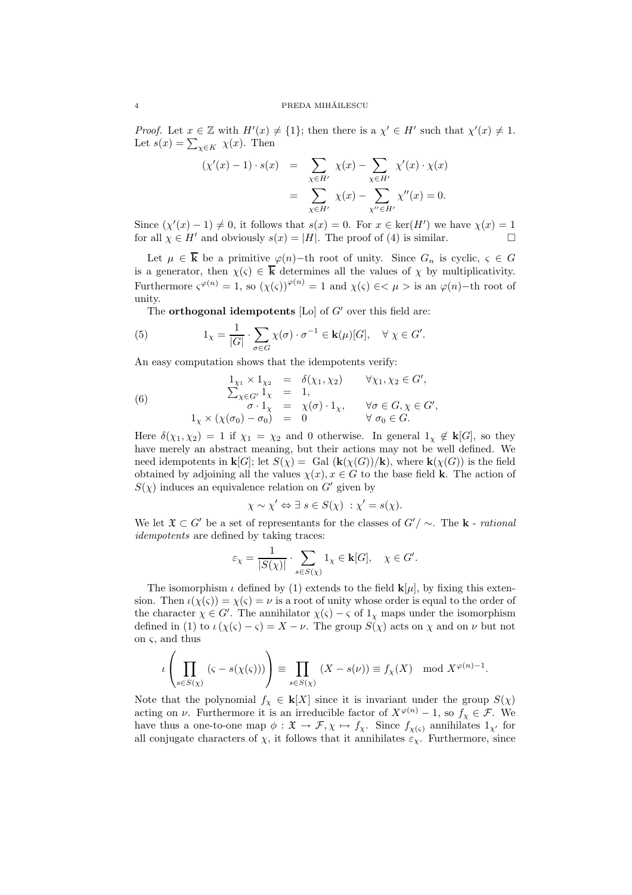*Proof.* Let $x \in \mathbb{Z}$ with $H'(x) \neq \{1\}$; then there is a $\chi' \in H'$ such that $\chi'(x) \neq 1$. Let $s(x) = \sum_{\chi \in K} \chi(x)$. Then

$$\begin{aligned}(\chi'(x) - 1) \cdot s(x) &= \sum_{\chi \in H'} \chi(x) - \sum_{\chi \in H'} \chi'(x) \cdot \chi(x) \\ &= \sum_{\chi \in H'} \chi(x) - \sum_{\chi'' \in H'} \chi''(x) = 0.\end{aligned}$$

Since $(\chi'(x) - 1) \neq 0$, it follows that $s(x) = 0$. For $x \in \ker(H')$ we have $\chi(x) = 1$ for all $\chi \in H'$ and obviously $s(x) = |H|$. The proof of (4) is similar. $\square$

Let $\mu \in \overline{\mathbf{k}}$ be a primitive $\varphi(n)-$th root of unity. Since $G_n$ is cyclic, $\varsigma \in G$ is a generator, then $\chi(\varsigma) \in \overline{\mathbf{k}}$ determines all the values of $\chi$ by multiplicativity. Furthermore $\varsigma^{\varphi(n)} = 1$, so $(\chi(\varsigma))^{\varphi(n)} = 1$ and $\chi(\varsigma) \in <\mu>$ is an $\varphi(n)-$th root of unity.

The **orthogonal idempotents** [Lo] of $G'$ over this field are:

$$1_\chi = \frac{1}{|G|} \cdot \sum_{\sigma \in G} \chi(\sigma) \cdot \sigma^{-1} \in \mathbf{k}(\mu)[G], \quad \forall\ \chi \in G'. \tag{5}$$

An easy computation shows that the idempotents verify:

$$\begin{array}{rcll} 1_{\chi_1} \times 1_{\chi_2} &=& \delta(\chi_1, \chi_2) & \forall \chi_1, \chi_2 \in G', \\ \sum_{\chi \in G'} 1_\chi &=& 1, & \\ \sigma \cdot 1_\chi &=& \chi(\sigma) \cdot 1_\chi, & \forall \sigma \in G, \chi \in G', \\ 1_\chi \times (\chi(\sigma_0) - \sigma_0) &=& 0 & \forall\ \sigma_0 \in G. \end{array} \tag{6}$$

Here $\delta(\chi_1, \chi_2) = 1$ if $\chi_1 = \chi_2$ and 0 otherwise. In general $1_\chi \notin \mathbf{k}[G]$, so they have merely an abstract meaning, but their actions may not be well defined. We need idempotents in $\mathbf{k}[G]$; let $S(\chi) =\ \mathrm{Gal}\ (\mathbf{k}(\chi(G))/\mathbf{k})$, where $\mathbf{k}(\chi(G))$ is the field obtained by adjoining all the values $\chi(x), x \in G$ to the base field $\mathbf{k}$. The action of $S(\chi)$ induces an equivalence relation on $G'$ given by

$$\chi \sim \chi' \Leftrightarrow \exists\ s \in S(\chi)\ : \chi' = s(\chi).$$

We let $\mathfrak{X} \subset G'$ be a set of representants for the classes of $G'/\sim$. The $\mathbf{k}$ - *rational idempotents* are defined by taking traces:

$$\varepsilon_\chi = \frac{1}{|S(\chi)|} \cdot \sum_{s \in S(\chi)} 1_\chi \in \mathbf{k}[G], \quad \chi \in G'.$$

The isomorphism $\iota$ defined by (1) extends to the field $\mathbf{k}[\mu]$, by fixing this extension. Then $\iota(\chi(\varsigma)) = \chi(\varsigma) = \nu$ is a root of unity whose order is equal to the order of the character $\chi \in G'$. The annihilator $\chi(\varsigma) - \varsigma$ of $1_\chi$ maps under the isomorphism defined in (1) to $\iota\,(\chi(\varsigma) - \varsigma) = X - \nu$. The group $S(\chi)$ acts on $\chi$ and on $\nu$ but not on $\varsigma$, and thus

$$\iota\left(\prod_{s \in S(\chi)} (\varsigma - s(\chi(\varsigma)))\right) \equiv \prod_{s \in S(\chi)} (X - s(\nu)) \equiv f_\chi(X) \mod X^{\varphi(n)-1}.$$

Note that the polynomial $f_\chi \in \mathbf{k}[X]$ since it is invariant under the group $S(\chi)$ acting on $\nu$. Furthermore it is an irreducible factor of $X^{\varphi(n)} - 1$, so $f_\chi \in \mathcal{F}$. We have thus a one-to-one map $\phi : \mathfrak{X} \to \mathcal{F}, \chi \mapsto f_\chi$. Since $f_{\chi(\varsigma)}$ annihilates $1_{\chi'}$ for all conjugate characters of $\chi$, it follows that it annihilates $\varepsilon_\chi$. Furthermore, since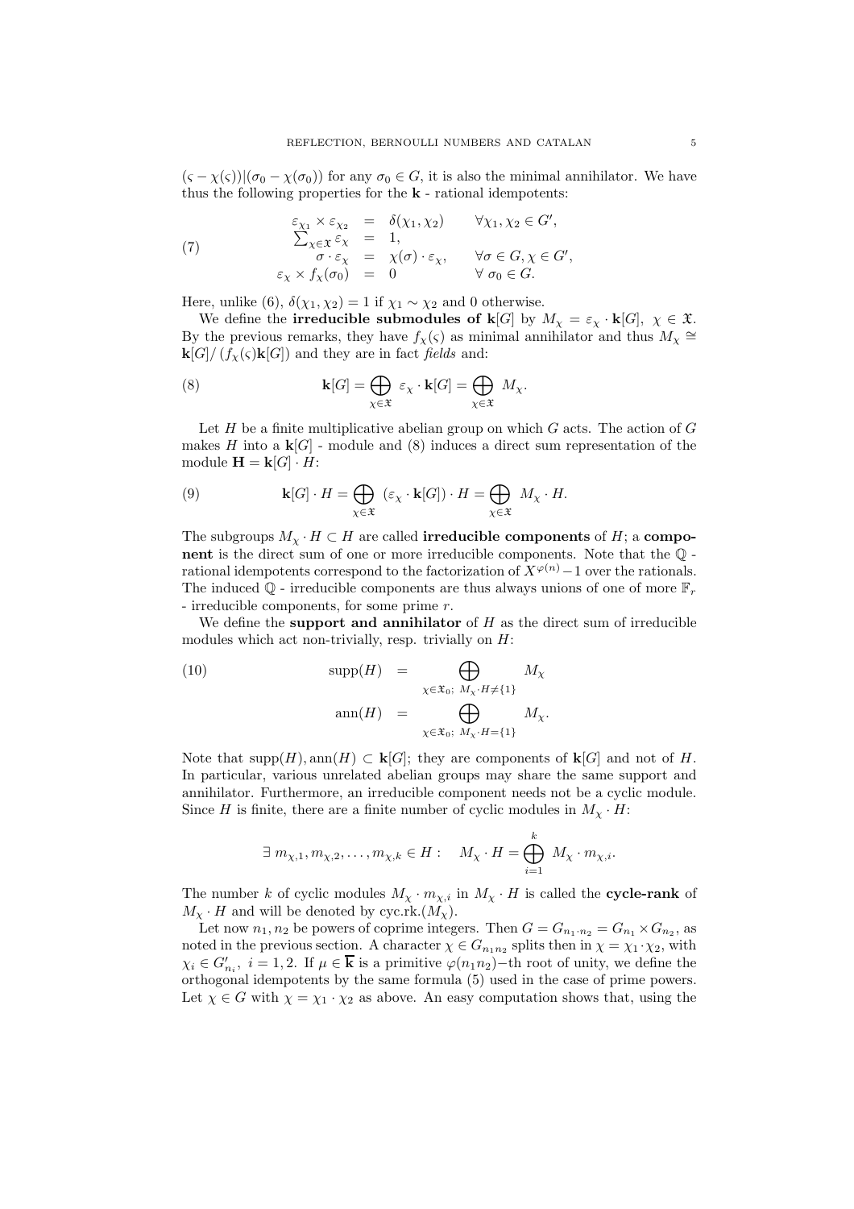$(\varsigma - \chi(\varsigma))|(\sigma_0 - \chi(\sigma_0))$ for any $\sigma_0 \in G$, it is also the minimal annihilator. We have thus the following properties for the $\mathbf{k}$ - rational idempotents:

$$
\begin{aligned}
\varepsilon_{\chi_1} \times \varepsilon_{\chi_2} &= \delta(\chi_1, \chi_2) \qquad \forall \chi_1, \chi_2 \in G', \\
\sum_{\chi \in \mathfrak{X}} \varepsilon_\chi &= 1, \\
\sigma \cdot \varepsilon_\chi &= \chi(\sigma) \cdot \varepsilon_\chi, \qquad \forall \sigma \in G, \chi \in G', \\
\varepsilon_\chi \times f_\chi(\sigma_0) &= 0 \qquad \forall \ \sigma_0 \in G.
\end{aligned} \tag{7}
$$

Here, unlike (6), $\delta(\chi_1, \chi_2) = 1$ if $\chi_1 \sim \chi_2$ and 0 otherwise.

We define the **irreducible submodules of** $\mathbf{k}[G]$ by $M_\chi = \varepsilon_\chi \cdot \mathbf{k}[G], \ \chi \in \mathfrak{X}$. By the previous remarks, they have $f_\chi(\varsigma)$ as minimal annihilator and thus $M_\chi \cong \mathbf{k}[G]/\left(f_\chi(\varsigma)\mathbf{k}[G]\right)$ and they are in fact *fields* and:

$$
\mathbf{k}[G] = \bigoplus_{\chi \in \mathfrak{X}} \varepsilon_\chi \cdot \mathbf{k}[G] = \bigoplus_{\chi \in \mathfrak{X}} M_\chi. \tag{8}
$$

Let $H$ be a finite multiplicative abelian group on which $G$ acts. The action of $G$ makes $H$ into a $\mathbf{k}[G]$ - module and (8) induces a direct sum representation of the module $\mathbf{H} = \mathbf{k}[G] \cdot H$:

$$
\mathbf{k}[G] \cdot H = \bigoplus_{\chi \in \mathfrak{X}} (\varepsilon_\chi \cdot \mathbf{k}[G]) \cdot H = \bigoplus_{\chi \in \mathfrak{X}} M_\chi \cdot H. \tag{9}
$$

The subgroups $M_\chi \cdot H \subset H$ are called **irreducible components** of $H$; a **component** is the direct sum of one or more irreducible components. Note that the $\mathbb{Q}$ - rational idempotents correspond to the factorization of $X^{\varphi(n)} - 1$ over the rationals. The induced $\mathbb{Q}$ - irreducible components are thus always unions of one of more $\mathbb{F}_r$ - irreducible components, for some prime $r$.

We define the **support and annihilator** of $H$ as the direct sum of irreducible modules which act non-trivially, resp. trivially on $H$:

$$
\begin{aligned}
\operatorname{supp}(H) &= \bigoplus_{\chi \in \mathfrak{X}_0; \ M_\chi \cdot H \neq \{1\}} M_\chi \\
\operatorname{ann}(H) &= \bigoplus_{\chi \in \mathfrak{X}_0; \ M_\chi \cdot H = \{1\}} M_\chi.
\end{aligned} \tag{10}
$$

Note that $\operatorname{supp}(H), \operatorname{ann}(H) \subset \mathbf{k}[G]$; they are components of $\mathbf{k}[G]$ and not of $H$. In particular, various unrelated abelian groups may share the same support and annihilator. Furthermore, an irreducible component needs not be a cyclic module. Since $H$ is finite, there are a finite number of cyclic modules in $M_\chi \cdot H$:

$$
\exists \ m_{\chi,1}, m_{\chi,2}, \ldots, m_{\chi,k} \in H : \quad M_\chi \cdot H = \bigoplus_{i=1}^{k} M_\chi \cdot m_{\chi,i}.
$$

The number $k$ of cyclic modules $M_\chi \cdot m_{\chi,i}$ in $M_\chi \cdot H$ is called the **cycle-rank** of $M_\chi \cdot H$ and will be denoted by cyc.rk.$(M_\chi)$.

Let now $n_1, n_2$ be powers of coprime integers. Then $G = G_{n_1 \cdot n_2} = G_{n_1} \times G_{n_2}$, as noted in the previous section. A character $\chi \in G_{n_1 n_2}$ splits then in $\chi = \chi_1 \cdot \chi_2$, with $\chi_i \in G'_{n_i}, \ i = 1, 2$. If $\mu \in \overline{\mathbf{k}}$ is a primitive $\varphi(n_1 n_2)-$th root of unity, we define the orthogonal idempotents by the same formula (5) used in the case of prime powers. Let $\chi \in G$ with $\chi = \chi_1 \cdot \chi_2$ as above. An easy computation shows that, using the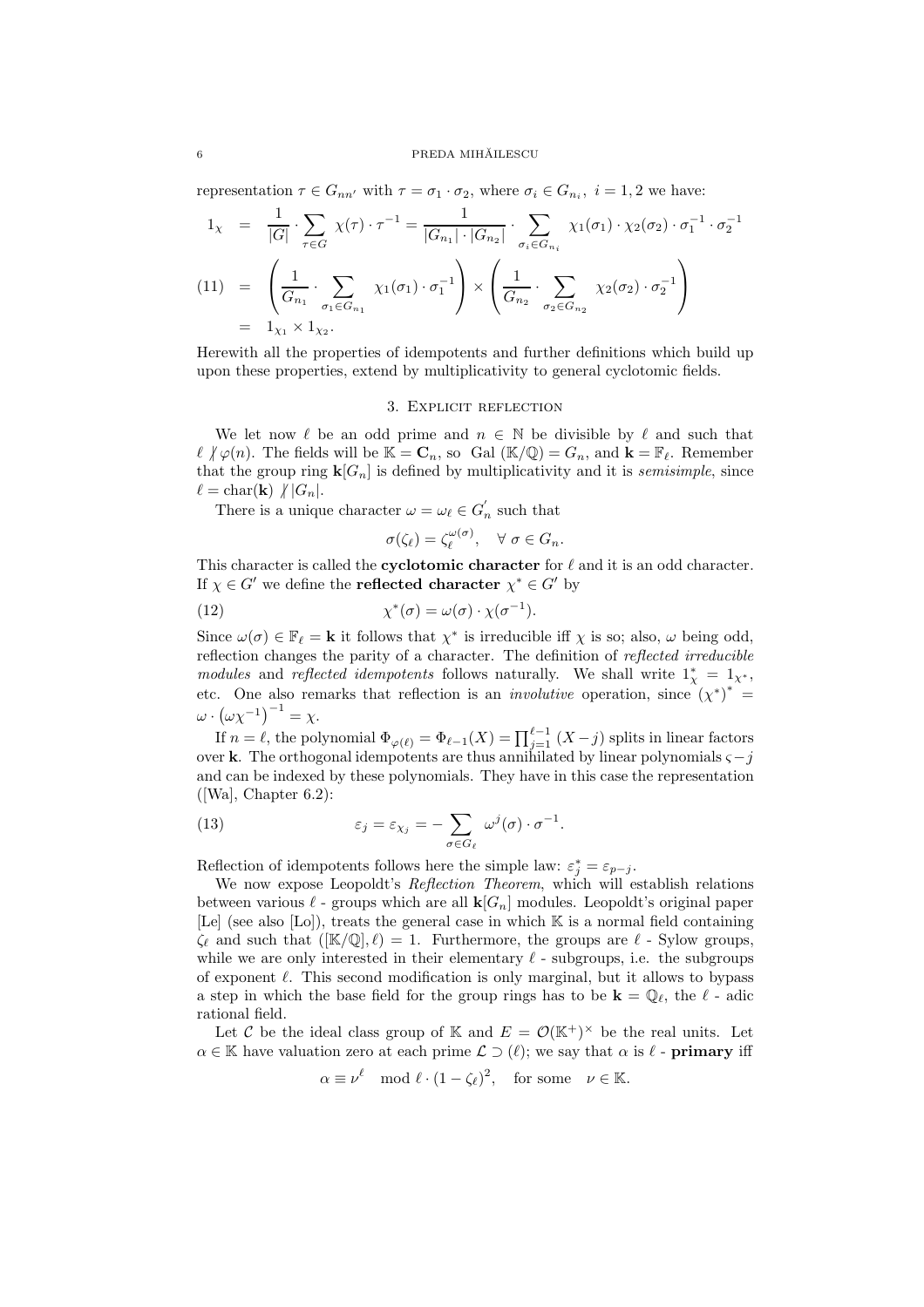representation $\tau \in G_{nn'}$ with $\tau = \sigma_1 \cdot \sigma_2$, where $\sigma_i \in G_{n_i},\ i = 1, 2$ we have:

$$
\begin{aligned}
1_\chi &= \frac{1}{|G|} \cdot \sum_{\tau \in G} \chi(\tau) \cdot \tau^{-1} = \frac{1}{|G_{n_1}| \cdot |G_{n_2}|} \cdot \sum_{\sigma_i \in G_{n_i}} \chi_1(\sigma_1) \cdot \chi_2(\sigma_2) \cdot \sigma_1^{-1} \cdot \sigma_2^{-1} \\
&= \left( \frac{1}{G_{n_1}} \cdot \sum_{\sigma_1 \in G_{n_1}} \chi_1(\sigma_1) \cdot \sigma_1^{-1} \right) \times \left( \frac{1}{G_{n_2}} \cdot \sum_{\sigma_2 \in G_{n_2}} \chi_2(\sigma_2) \cdot \sigma_2^{-1} \right) \qquad (11) \\
&= 1_{\chi_1} \times 1_{\chi_2}.
\end{aligned}
$$

Herewith all the properties of idempotents and further definitions which build up upon these properties, extend by multiplicativity to general cyclotomic fields.

## 3. Explicit reflection

We let now $\ell$ be an odd prime and $n \in \mathbb{N}$ be divisible by $\ell$ and such that $\ell \not| \varphi(n)$. The fields will be $\mathbb{K} = \mathbf{C}_n$, so $\text{Gal}(\mathbb{K}/\mathbb{Q}) = G_n$, and $\mathbf{k} = \mathbb{F}_\ell$. Remember that the group ring $\mathbf{k}[G_n]$ is defined by multiplicativity and it is *semisimple*, since $\ell = \text{char}(\mathbf{k}) \not| |G_n|$.

There is a unique character $\omega = \omega_\ell \in G_n^{'}$ such that

$$\sigma(\zeta_\ell) = \zeta_\ell^{\omega(\sigma)}, \quad \forall\ \sigma \in G_n.$$

This character is called the **cyclotomic character** for $\ell$ and it is an odd character. If $\chi \in G'$ we define the **reflected character** $\chi^* \in G'$ by

$$\chi^*(\sigma) = \omega(\sigma) \cdot \chi(\sigma^{-1}). \qquad (12)$$

Since $\omega(\sigma) \in \mathbb{F}_\ell = \mathbf{k}$ it follows that $\chi^*$ is irreducible iff $\chi$ is so; also, $\omega$ being odd, reflection changes the parity of a character. The definition of *reflected irreducible modules* and *reflected idempotents* follows naturally. We shall write $1_\chi^* = 1_{\chi^*}$, etc. One also remarks that reflection is an *involutive* operation, since $(\chi^*)^* = \omega \cdot \left(\omega\chi^{-1}\right)^{-1} = \chi$.

If $n = \ell$, the polynomial $\Phi_{\varphi(\ell)} = \Phi_{\ell-1}(X) = \prod_{j=1}^{\ell-1} (X - j)$ splits in linear factors over $\mathbf{k}$. The orthogonal idempotents are thus annihilated by linear polynomials $\varsigma - j$ and can be indexed by these polynomials. They have in this case the representation ([Wa], Chapter 6.2):

$$\varepsilon_j = \varepsilon_{\chi_j} = -\sum_{\sigma \in G_\ell} \omega^j(\sigma) \cdot \sigma^{-1}. \qquad (13)$$

Reflection of idempotents follows here the simple law: $\varepsilon_j^* = \varepsilon_{p-j}$.

We now expose Leopoldt's *Reflection Theorem*, which will establish relations between various $\ell$ - groups which are all $\mathbf{k}[G_n]$ modules. Leopoldt's original paper [Le] (see also [Lo]), treats the general case in which $\mathbb{K}$ is a normal field containing $\zeta_\ell$ and such that $([\mathbb{K}/\mathbb{Q}], \ell) = 1$. Furthermore, the groups are $\ell$ - Sylow groups, while we are only interested in their elementary $\ell$ - subgroups, i.e. the subgroups of exponent $\ell$. This second modification is only marginal, but it allows to bypass a step in which the base field for the group rings has to be $\mathbf{k} = \mathbb{Q}_\ell$, the $\ell$ - adic rational field.

Let $\mathcal{C}$ be the ideal class group of $\mathbb{K}$ and $E = \mathcal{O}(\mathbb{K}^+)^\times$ be the real units. Let $\alpha \in \mathbb{K}$ have valuation zero at each prime $\mathcal{L} \supset (\ell)$; we say that $\alpha$ is $\ell$ - **primary** iff

$$\alpha \equiv \nu^\ell \mod \ell \cdot (1 - \zeta_\ell)^2, \quad \text{for some} \quad \nu \in \mathbb{K}.$$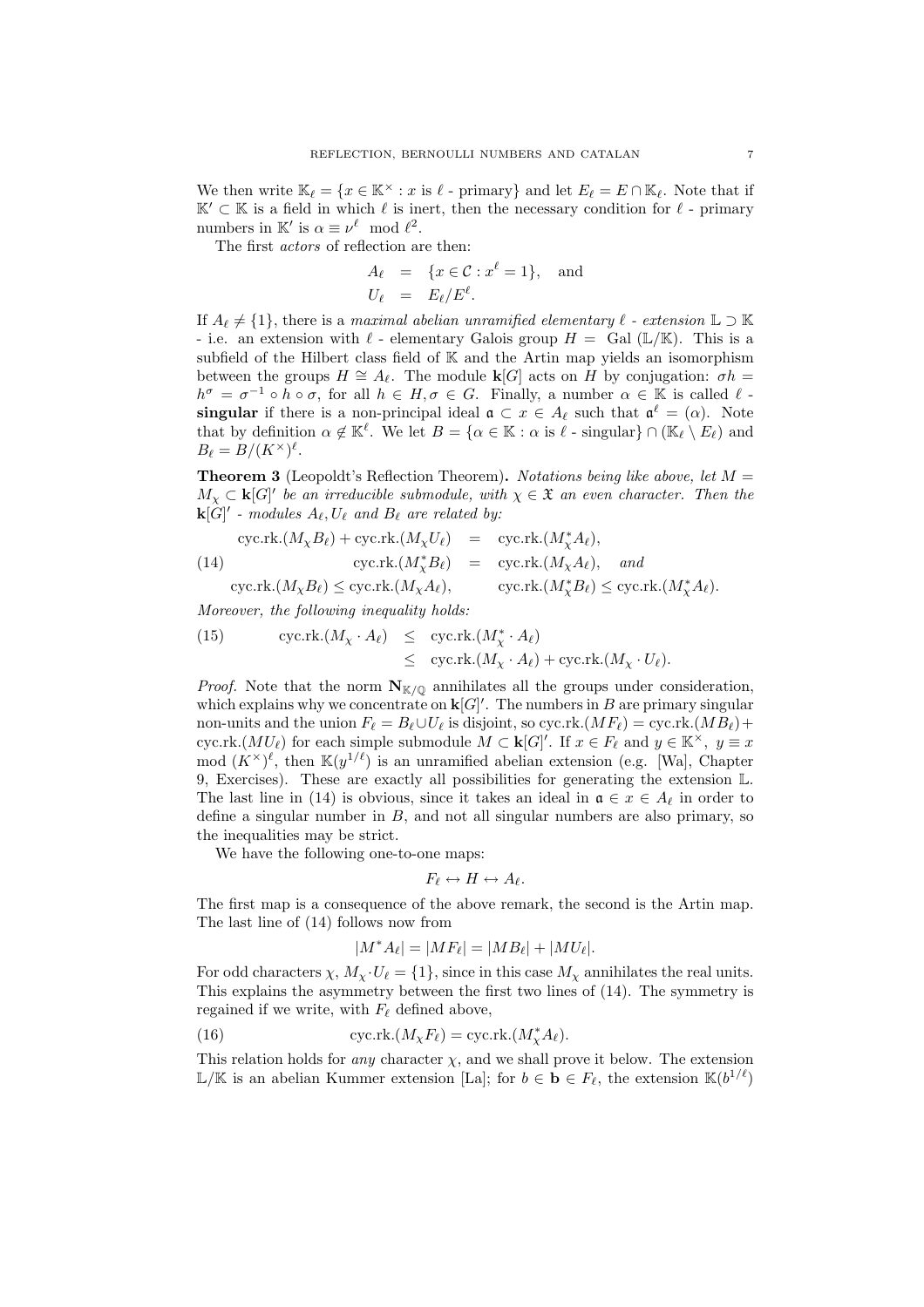We then write $\mathbb{K}_\ell = \{x \in \mathbb{K}^\times : x \text{ is } \ell \text{ - primary}\}$ and let $E_\ell = E \cap \mathbb{K}_\ell$. Note that if $\mathbb{K}' \subset \mathbb{K}$ is a field in which $\ell$ is inert, then the necessary condition for $\ell$ - primary numbers in $\mathbb{K}'$ is $\alpha \equiv \nu^\ell \mod \ell^2$.

The first *actors* of reflection are then:

$$
\begin{aligned}
A_\ell &= \{x \in \mathcal{C} : x^\ell = 1\}, \quad \text{and} \\
U_\ell &= E_\ell / E^\ell.
\end{aligned}
$$

If $A_\ell \neq \{1\}$, there is a *maximal abelian unramified elementary* $\ell$ *- extension* $\mathbb{L} \supset \mathbb{K}$ - i.e. an extension with $\ell$ - elementary Galois group $H = \text{Gal}(\mathbb{L}/\mathbb{K})$. This is a subfield of the Hilbert class field of $\mathbb{K}$ and the Artin map yields an isomorphism between the groups $H \cong A_\ell$. The module $\mathbf{k}[G]$ acts on $H$ by conjugation: $\sigma h = h^\sigma = \sigma^{-1} \circ h \circ \sigma$, for all $h \in H, \sigma \in G$. Finally, a number $\alpha \in \mathbb{K}$ is called $\ell$ - **singular** if there is a non-principal ideal $\mathfrak{a} \subset x \in A_\ell$ such that $\mathfrak{a}^\ell = (\alpha)$. Note that by definition $\alpha \notin \mathbb{K}^\ell$. We let $B = \{\alpha \in \mathbb{K} : \alpha \text{ is } \ell \text{ - singular}\} \cap (\mathbb{K}_\ell \setminus E_\ell)$ and $B_\ell = B/(K^\times)^\ell$.

**Theorem 3** (Leopoldt's Reflection Theorem)**.** *Notations being like above, let $M = M_\chi \subset \mathbf{k}[G]'$ be an irreducible submodule, with $\chi \in \mathfrak{X}$ an even character. Then the $\mathbf{k}[G]'$ - modules $A_\ell, U_\ell$ and $B_\ell$ are related by:*

$$
\begin{aligned}
\text{cyc.rk.}(M_\chi B_\ell) + \text{cyc.rk.}(M_\chi U_\ell) &= \text{cyc.rk.}(M_\chi^* A_\ell), \\
\text{cyc.rk.}(M_\chi^* B_\ell) &= \text{cyc.rk.}(M_\chi A_\ell), \quad \textit{and} \\
\text{cyc.rk.}(M_\chi B_\ell) \leq \text{cyc.rk.}(M_\chi A_\ell), & \qquad \text{cyc.rk.}(M_\chi^* B_\ell) \leq \text{cyc.rk.}(M_\chi^* A_\ell).
\end{aligned}
\tag{14}
$$

*Moreover, the following inequality holds:*

$$
\begin{aligned}
\text{cyc.rk.}(M_\chi \cdot A_\ell) &\leq \text{cyc.rk.}(M_\chi^* \cdot A_\ell) \\
&\leq \text{cyc.rk.}(M_\chi \cdot A_\ell) + \text{cyc.rk.}(M_\chi \cdot U_\ell).
\end{aligned}
\tag{15}
$$

*Proof.* Note that the norm $\mathbf{N}_{\mathbb{K}/\mathbb{Q}}$ annihilates all the groups under consideration, which explains why we concentrate on $\mathbf{k}[G]'$. The numbers in $B$ are primary singular non-units and the union $F_\ell = B_\ell \cup U_\ell$ is disjoint, so $\text{cyc.rk.}(MF_\ell) = \text{cyc.rk.}(MB_\ell) + \text{cyc.rk.}(MU_\ell)$ for each simple submodule $M \subset \mathbf{k}[G]'$. If $x \in F_\ell$ and $y \in \mathbb{K}^\times$, $y \equiv x \mod (K^\times)^\ell$, then $\mathbb{K}(y^{1/\ell})$ is an unramified abelian extension (e.g. [Wa], Chapter 9, Exercises). These are exactly all possibilities for generating the extension $\mathbb{L}$. The last line in (14) is obvious, since it takes an ideal in $\mathfrak{a} \in x \in A_\ell$ in order to define a singular number in $B$, and not all singular numbers are also primary, so the inequalities may be strict.

We have the following one-to-one maps:

$$
F_\ell \leftrightarrow H \leftrightarrow A_\ell.
$$

The first map is a consequence of the above remark, the second is the Artin map. The last line of (14) follows now from

$$
|M^* A_\ell| = |MF_\ell| = |MB_\ell| + |MU_\ell|.
$$

For odd characters $\chi$, $M_\chi \cdot U_\ell = \{1\}$, since in this case $M_\chi$ annihilates the real units. This explains the asymmetry between the first two lines of (14). The symmetry is regained if we write, with $F_\ell$ defined above,

$$
\text{cyc.rk.}(M_\chi F_\ell) = \text{cyc.rk.}(M_\chi^* A_\ell).
\tag{16}
$$

This relation holds for *any* character $\chi$, and we shall prove it below. The extension $\mathbb{L}/\mathbb{K}$ is an abelian Kummer extension [La]; for $b \in \mathbf{b} \in F_\ell$, the extension $\mathbb{K}(b^{1/\ell})$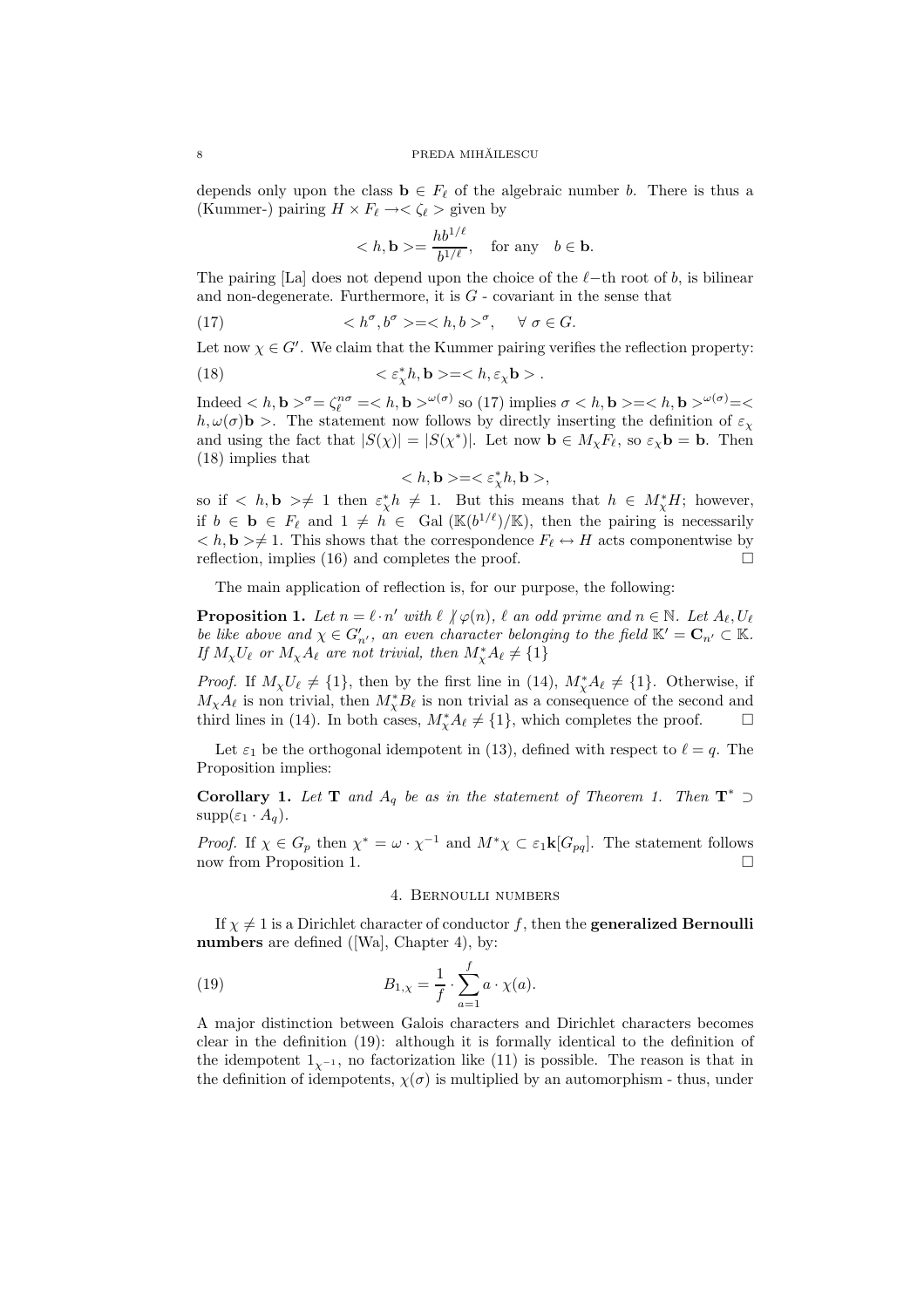depends only upon the class $\mathbf{b} \in F_\ell$ of the algebraic number $b$. There is thus a (Kummer-) pairing $H \times F_\ell \rightarrow < \zeta_\ell >$ given by

$$< h, \mathbf{b} >= \frac{h b^{1/\ell}}{b^{1/\ell}}, \quad \text{for any} \quad b \in \mathbf{b}.$$

The pairing [La] does not depend upon the choice of the $\ell$−th root of $b$, is bilinear and non-degenerate. Furthermore, it is $G$ - covariant in the sense that

$$< h^\sigma, b^\sigma >=< h, b >^\sigma, \quad \forall \ \sigma \in G. \tag{17}$$

Let now $\chi \in G'$. We claim that the Kummer pairing verifies the reflection property:

$$< \varepsilon_\chi^* h, \mathbf{b} >=< h, \varepsilon_\chi \mathbf{b} > . \tag{18}$$

Indeed $< h, \mathbf{b} >^\sigma = \zeta_\ell^{n\sigma} =< h, \mathbf{b} >^{\omega(\sigma)}$ so (17) implies $\sigma < h, \mathbf{b} >=< h, \mathbf{b} >^{\omega(\sigma)} =< h, \omega(\sigma)\mathbf{b} >$. The statement now follows by directly inserting the definition of $\varepsilon_\chi$ and using the fact that $|S(\chi)| = |S(\chi^*)|$. Let now $\mathbf{b} \in M_\chi F_\ell$, so $\varepsilon_\chi \mathbf{b} = \mathbf{b}$. Then (18) implies that

$$< h, \mathbf{b} >=< \varepsilon_\chi^* h, \mathbf{b} >,$$

so if $< h, \mathbf{b} > \neq 1$ then $\varepsilon_\chi^* h \neq 1$. But this means that $h \in M_\chi^* H$; however, if $b \in \mathbf{b} \in F_\ell$ and $1 \neq h \in \text{Gal}\left(\mathbb{K}(b^{1/\ell})/\mathbb{K}\right)$, then the pairing is necessarily $< h, \mathbf{b} > \neq 1$. This shows that the correspondence $F_\ell \leftrightarrow H$ acts componentwise by reflection, implies (16) and completes the proof. □

The main application of reflection is, for our purpose, the following:

**Proposition 1.** *Let $n = \ell \cdot n'$ with $\ell \not| \varphi(n)$, $\ell$ an odd prime and $n \in \mathbb{N}$. Let $A_\ell, U_\ell$ be like above and $\chi \in G'_{n'}$, an even character belonging to the field $\mathbb{K}' = \mathbf{C}_{n'} \subset \mathbb{K}$. If $M_\chi U_\ell$ or $M_\chi A_\ell$ are not trivial, then $M_\chi^* A_\ell \neq \{1\}$*

*Proof.* If $M_\chi U_\ell \neq \{1\}$, then by the first line in (14), $M_\chi^* A_\ell \neq \{1\}$. Otherwise, if $M_\chi A_\ell$ is non trivial, then $M_\chi^* B_\ell$ is non trivial as a consequence of the second and third lines in (14). In both cases, $M_\chi^* A_\ell \neq \{1\}$, which completes the proof. □

Let $\varepsilon_1$ be the orthogonal idempotent in (13), defined with respect to $\ell = q$. The Proposition implies:

**Corollary 1.** *Let $\mathbf{T}$ and $A_q$ be as in the statement of Theorem 1. Then $\mathbf{T}^* \supset \text{supp}(\varepsilon_1 \cdot A_q)$.*

*Proof.* If $\chi \in G_p$ then $\chi^* = \omega \cdot \chi^{-1}$ and $M^* \chi \subset \varepsilon_1 \mathbf{k}[G_{pq}]$. The statement follows now from Proposition 1. □

## 4. Bernoulli numbers

If $\chi \neq 1$ is a Dirichlet character of conductor $f$, then the **generalized Bernoulli numbers** are defined ([Wa], Chapter 4), by:

$$B_{1,\chi} = \frac{1}{f} \cdot \sum_{a=1}^{f} a \cdot \chi(a). \tag{19}$$

A major distinction between Galois characters and Dirichlet characters becomes clear in the definition (19): although it is formally identical to the definition of the idempotent $1_{\chi^{-1}}$, no factorization like (11) is possible. The reason is that in the definition of idempotents, $\chi(\sigma)$ is multiplied by an automorphism - thus, under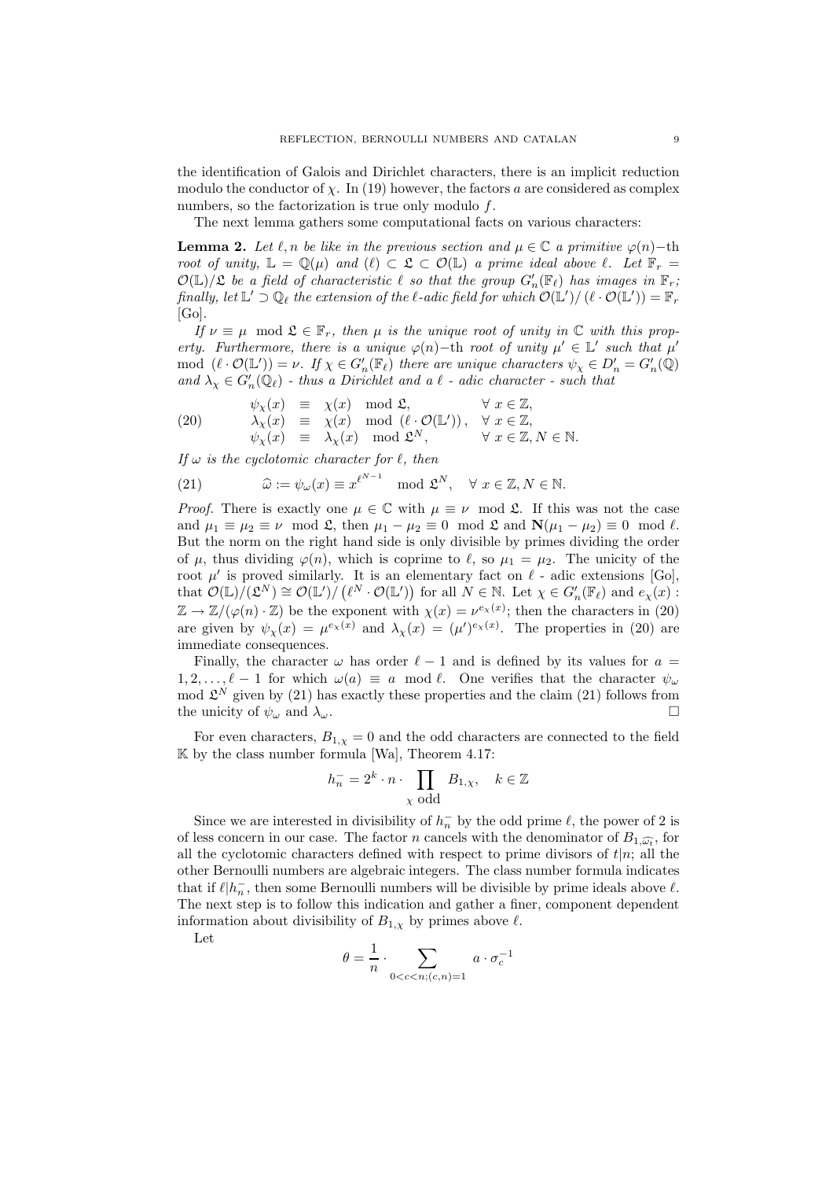the identification of Galois and Dirichlet characters, there is an implicit reduction modulo the conductor of $\chi$. In (19) however, the factors $a$ are considered as complex numbers, so the factorization is true only modulo $f$.

The next lemma gathers some computational facts on various characters:

**Lemma 2.** *Let $\ell, n$ be like in the previous section and $\mu \in \mathbb{C}$ a primitive $\varphi(n)-$th root of unity, $\mathbb{L} = \mathbb{Q}(\mu)$ and $(\ell) \subset \mathfrak{L} \subset \mathcal{O}(\mathbb{L})$ a prime ideal above $\ell$. Let $\mathbb{F}_r = \mathcal{O}(\mathbb{L})/\mathfrak{L}$ be a field of characteristic $\ell$ so that the group $G_n'(\mathbb{F}_\ell)$ has images in $\mathbb{F}_r$; finally, let $\mathbb{L}' \supset \mathbb{Q}_\ell$ the extension of the $\ell$-adic field for which $\mathcal{O}(\mathbb{L}')/(\ell \cdot \mathcal{O}(\mathbb{L}')) = \mathbb{F}_r$* [Go].

*If $\nu \equiv \mu \mod \mathfrak{L} \in \mathbb{F}_r$, then $\mu$ is the unique root of unity in $\mathbb{C}$ with this property. Furthermore, there is a unique $\varphi(n)-$th root of unity $\mu' \in \mathbb{L}'$ such that $\mu' \mod (\ell \cdot \mathcal{O}(\mathbb{L}')) = \nu$. If $\chi \in G_n'(\mathbb{F}_\ell)$ there are unique characters $\psi_\chi \in D_n' = G_n'(\mathbb{Q})$ and $\lambda_\chi \in G_n'(\mathbb{Q}_\ell)$ - thus a Dirichlet and a $\ell$ - adic character - such that*

$$
\begin{aligned}
\psi_\chi(x) &\equiv \chi(x) \mod \mathfrak{L}, && \forall\ x \in \mathbb{Z}, \\
\lambda_\chi(x) &\equiv \chi(x) \mod (\ell \cdot \mathcal{O}(\mathbb{L}')), && \forall\ x \in \mathbb{Z}, \\
\psi_\chi(x) &\equiv \lambda_\chi(x) \mod \mathfrak{L}^N, && \forall\ x \in \mathbb{Z}, N \in \mathbb{N}.
\end{aligned} \tag{20}
$$

*If $\omega$ is the cyclotomic character for $\ell$, then*

$$
\widehat{\omega} := \psi_\omega(x) \equiv x^{\ell^{N-1}} \mod \mathfrak{L}^N, \quad \forall\ x \in \mathbb{Z}, N \in \mathbb{N}. \tag{21}
$$

*Proof.* There is exactly one $\mu \in \mathbb{C}$ with $\mu \equiv \nu \mod \mathfrak{L}$. If this was not the case and $\mu_1 \equiv \mu_2 \equiv \nu \mod \mathfrak{L}$, then $\mu_1 - \mu_2 \equiv 0 \mod \mathfrak{L}$ and $\mathbf{N}(\mu_1 - \mu_2) \equiv 0 \mod \ell$. But the norm on the right hand side is only divisible by primes dividing the order of $\mu$, thus dividing $\varphi(n)$, which is coprime to $\ell$, so $\mu_1 = \mu_2$. The unicity of the root $\mu'$ is proved similarly. It is an elementary fact on $\ell$ - adic extensions [Go], that $\mathcal{O}(\mathbb{L})/(\mathfrak{L}^N) \cong \mathcal{O}(\mathbb{L}')/\left(\ell^N \cdot \mathcal{O}(\mathbb{L}')\right)$ for all $N \in \mathbb{N}$. Let $\chi \in G_n'(\mathbb{F}_\ell)$ and $e_\chi(x) : \mathbb{Z} \to \mathbb{Z}/(\varphi(n) \cdot \mathbb{Z})$ be the exponent with $\chi(x) = \nu^{e_\chi(x)}$; then the characters in (20) are given by $\psi_\chi(x) = \mu^{e_\chi(x)}$ and $\lambda_\chi(x) = (\mu')^{e_\chi(x)}$. The properties in (20) are immediate consequences.

Finally, the character $\omega$ has order $\ell - 1$ and is defined by its values for $a = 1, 2, \ldots, \ell - 1$ for which $\omega(a) \equiv a \mod \ell$. One verifies that the character $\psi_\omega \mod \mathfrak{L}^N$ given by (21) has exactly these properties and the claim (21) follows from the unicity of $\psi_\omega$ and $\lambda_\omega$. $\square$

For even characters, $B_{1,\chi} = 0$ and the odd characters are connected to the field $\mathbb{K}$ by the class number formula [Wa], Theorem 4.17:

$$
h_n^- = 2^k \cdot n \cdot \prod_{\chi \text{ odd}} B_{1,\chi}, \quad k \in \mathbb{Z}
$$

Since we are interested in divisibility of $h_n^-$ by the odd prime $\ell$, the power of 2 is of less concern in our case. The factor $n$ cancels with the denominator of $B_{1,\widehat{\omega_t}}$, for all the cyclotomic characters defined with respect to prime divisors of $t|n$; all the other Bernoulli numbers are algebraic integers. The class number formula indicates that if $\ell | h_n^-$, then some Bernoulli numbers will be divisible by prime ideals above $\ell$. The next step is to follow this indication and gather a finer, component dependent information about divisibility of $B_{1,\chi}$ by primes above $\ell$.

Let

$$
\theta = \frac{1}{n} \cdot \sum_{0<c<n;(c,n)=1} a \cdot \sigma_c^{-1}
$$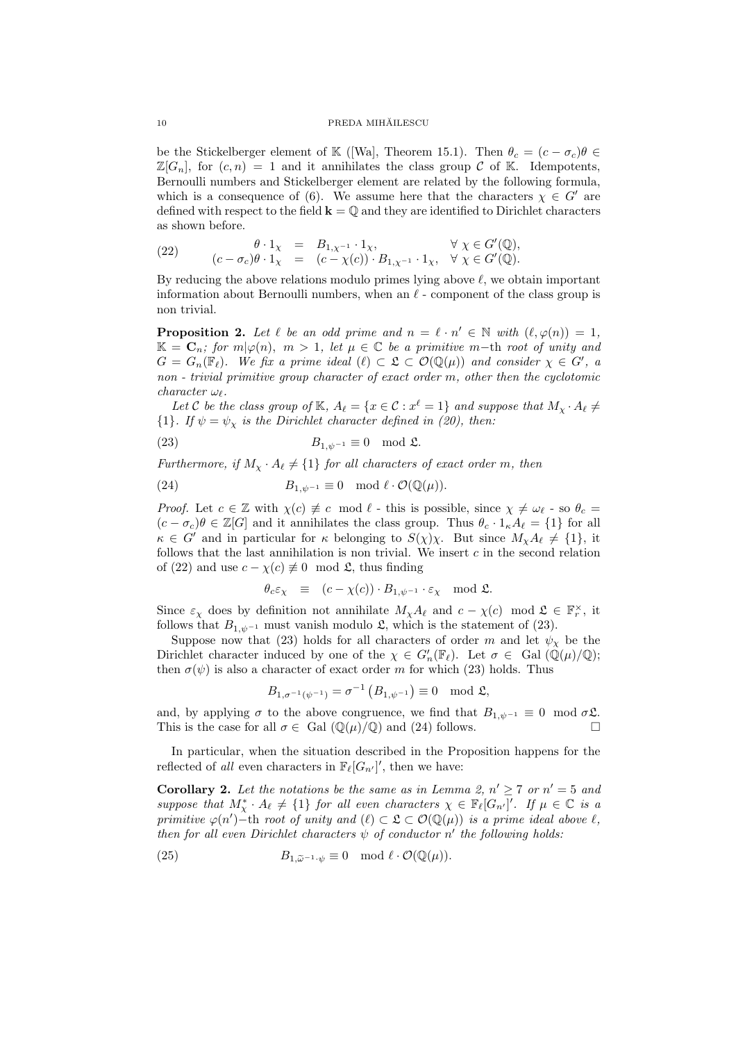be the Stickelberger element of $\mathbb{K}$ ([Wa], Theorem 15.1). Then $\theta_c = (c - \sigma_c)\theta \in \mathbb{Z}[G_n]$, for $(c, n) = 1$ and it annihilates the class group $\mathcal{C}$ of $\mathbb{K}$. Idempotents, Bernoulli numbers and Stickelberger element are related by the following formula, which is a consequence of (6). We assume here that the characters $\chi \in G'$ are defined with respect to the field $\mathbf{k} = \mathbb{Q}$ and they are identified to Dirichlet characters as shown before.

$$
\begin{array}{rcll}
\theta \cdot 1_\chi & = & B_{1,\chi^{-1}} \cdot 1_\chi, & \forall\ \chi \in G'(\mathbb{Q}), \\
(c - \sigma_c)\theta \cdot 1_\chi & = & (c - \chi(c)) \cdot B_{1,\chi^{-1}} \cdot 1_\chi, & \forall\ \chi \in G'(\mathbb{Q}).
\end{array} \tag{22}
$$

By reducing the above relations modulo primes lying above $\ell$, we obtain important information about Bernoulli numbers, when an $\ell$ - component of the class group is non trivial.

**Proposition 2.** *Let $\ell$ be an odd prime and $n = \ell \cdot n' \in \mathbb{N}$ with $(\ell, \varphi(n)) = 1$, $\mathbb{K} = \mathbf{C}_n$; for $m | \varphi(n)$, $m > 1$, let $\mu \in \mathbb{C}$ be a primitive $m-$th root of unity and $G = G_n(\mathbb{F}_\ell)$. We fix a prime ideal $(\ell) \subset \mathfrak{L} \subset \mathcal{O}(\mathbb{Q}(\mu))$ and consider $\chi \in G'$, a non - trivial primitive group character of exact order $m$, other then the cyclotomic character $\omega_\ell$.*

*Let $\mathcal{C}$ be the class group of $\mathbb{K}$, $A_\ell = \{x \in \mathcal{C} : x^\ell = 1\}$ and suppose that $M_\chi \cdot A_\ell \neq \{1\}$. If $\psi = \psi_\chi$ is the Dirichlet character defined in (20), then:*

$$
B_{1,\psi^{-1}} \equiv 0 \mod \mathfrak{L}. \tag{23}
$$

*Furthermore, if $M_\chi \cdot A_\ell \neq \{1\}$ for all characters of exact order $m$, then*

$$
B_{1,\psi^{-1}} \equiv 0 \mod \ell \cdot \mathcal{O}(\mathbb{Q}(\mu)). \tag{24}
$$

*Proof.* Let $c \in \mathbb{Z}$ with $\chi(c) \not\equiv c \mod \ell$ - this is possible, since $\chi \neq \omega_\ell$ - so $\theta_c = (c - \sigma_c)\theta \in \mathbb{Z}[G]$ and it annihilates the class group. Thus $\theta_c \cdot 1_\kappa A_\ell = \{1\}$ for all $\kappa \in G'$ and in particular for $\kappa$ belonging to $S(\chi)\chi$. But since $M_\chi A_\ell \neq \{1\}$, it follows that the last annihilation is non trivial. We insert $c$ in the second relation of (22) and use $c - \chi(c) \not\equiv 0 \mod \mathfrak{L}$, thus finding

$$
\theta_c \varepsilon_\chi \quad \equiv \quad (c - \chi(c)) \cdot B_{1,\psi^{-1}} \cdot \varepsilon_\chi \mod \mathfrak{L}.
$$

Since $\varepsilon_\chi$ does by definition not annihilate $M_\chi A_\ell$ and $c - \chi(c) \mod \mathfrak{L} \in \mathbb{F}_r^\times$, it follows that $B_{1,\psi^{-1}}$ must vanish modulo $\mathfrak{L}$, which is the statement of (23).

Suppose now that (23) holds for all characters of order $m$ and let $\psi_\chi$ be the Dirichlet character induced by one of the $\chi \in G'_n(\mathbb{F}_\ell)$. Let $\sigma \in \text{Gal}(\mathbb{Q}(\mu)/\mathbb{Q})$; then $\sigma(\psi)$ is also a character of exact order $m$ for which (23) holds. Thus

$$
B_{1,\sigma^{-1}(\psi^{-1})} = \sigma^{-1}\left(B_{1,\psi^{-1}}\right) \equiv 0 \mod \mathfrak{L},
$$

and, by applying $\sigma$ to the above congruence, we find that $B_{1,\psi^{-1}} \equiv 0 \mod \sigma\mathfrak{L}$. This is the case for all $\sigma \in \text{Gal}(\mathbb{Q}(\mu)/\mathbb{Q})$ and (24) follows. $\square$

In particular, when the situation described in the Proposition happens for the reflected of *all* even characters in $\mathbb{F}_\ell[G_{n'}]'$, then we have:

**Corollary 2.** *Let the notations be the same as in Lemma 2, $n' \geq 7$ or $n' = 5$ and suppose that $M^*_\chi \cdot A_\ell \neq \{1\}$ for all even characters $\chi \in \mathbb{F}_\ell[G_{n'}]'$. If $\mu \in \mathbb{C}$ is a primitive $\varphi(n')-$th root of unity and $(\ell) \subset \mathfrak{L} \subset \mathcal{O}(\mathbb{Q}(\mu))$ is a prime ideal above $\ell$, then for all even Dirichlet characters $\psi$ of conductor $n'$ the following holds:*

$$
B_{1,\widetilde{\omega}^{-1}\cdot\psi} \equiv 0 \mod \ell \cdot \mathcal{O}(\mathbb{Q}(\mu)). \tag{25}
$$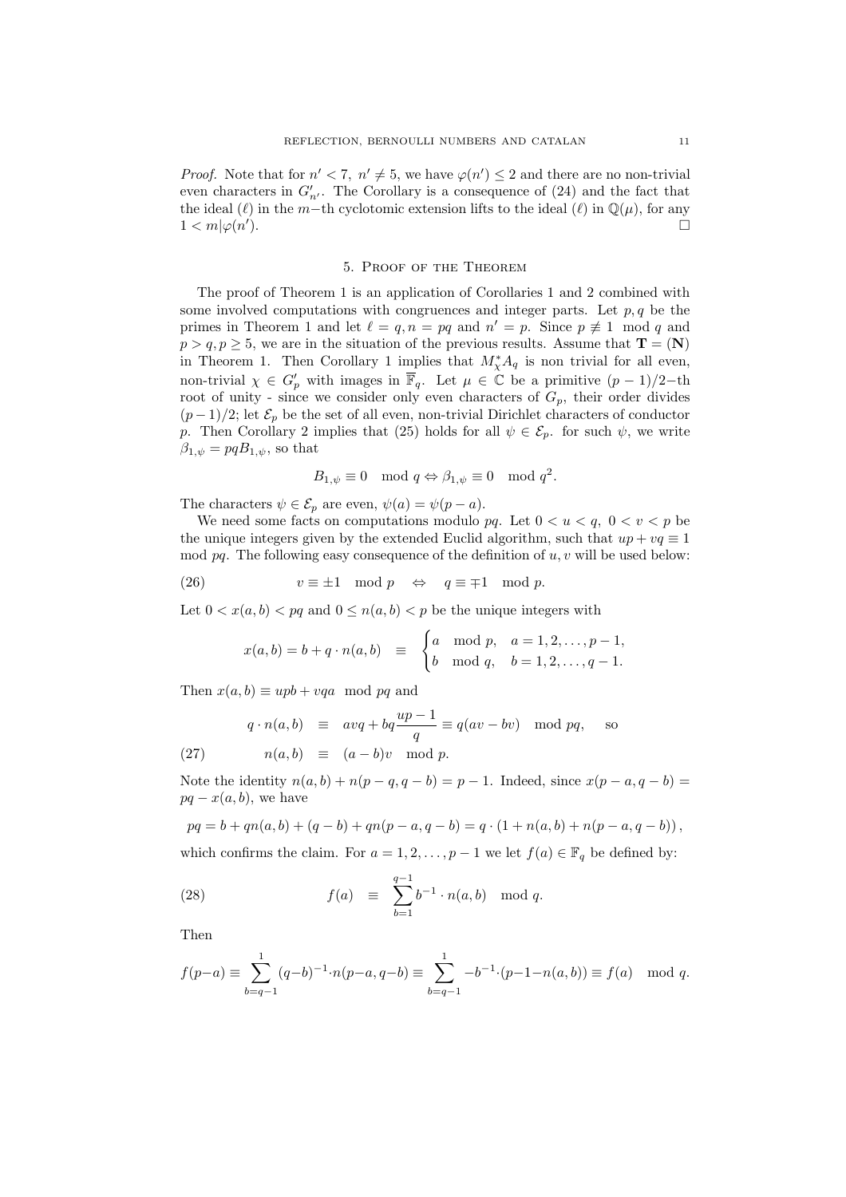*Proof.* Note that for $n' < 7,\ n' \neq 5$, we have $\varphi(n') \leq 2$ and there are no non-trivial even characters in $G'_{n'}$. The Corollary is a consequence of (24) and the fact that the ideal $(\ell)$ in the $m-$th cyclotomic extension lifts to the ideal $(\ell)$ in $\mathbb{Q}(\mu)$, for any $1 < m | \varphi(n')$. □

## 5. Proof of the Theorem

The proof of Theorem 1 is an application of Corollaries 1 and 2 combined with some involved computations with congruences and integer parts. Let $p, q$ be the primes in Theorem 1 and let $\ell = q, n = pq$ and $n' = p$. Since $p \not\equiv 1 \mod q$ and $p > q, p \geq 5$, we are in the situation of the previous results. Assume that $\mathbf{T} = (\mathbf{N})$ in Theorem 1. Then Corollary 1 implies that $M_\chi^* A_q$ is non trivial for all even, non-trivial $\chi \in G'_p$ with images in $\overline{\mathbb{F}}_q$. Let $\mu \in \mathbb{C}$ be a primitive $(p-1)/2-$th root of unity - since we consider only even characters of $G_p$, their order divides $(p-1)/2$; let $\mathcal{E}_p$ be the set of all even, non-trivial Dirichlet characters of conductor $p$. Then Corollary 2 implies that (25) holds for all $\psi \in \mathcal{E}_p$. for such $\psi$, we write $\beta_{1,\psi} = pq B_{1,\psi}$, so that

$$B_{1,\psi} \equiv 0 \mod q \Leftrightarrow \beta_{1,\psi} \equiv 0 \mod q^2.$$

The characters $\psi \in \mathcal{E}_p$ are even, $\psi(a) = \psi(p-a)$.

We need some facts on computations modulo $pq$. Let $0 < u < q,\ 0 < v < p$ be the unique integers given by the extended Euclid algorithm, such that $up + vq \equiv 1 \mod pq$. The following easy consequence of the definition of $u, v$ will be used below:

$$v \equiv \pm 1 \mod p \quad \Leftrightarrow \quad q \equiv \mp 1 \mod p. \tag{26}$$

Let $0 < x(a,b) < pq$ and $0 \leq n(a,b) < p$ be the unique integers with

$$x(a,b) = b + q \cdot n(a,b) \quad \equiv \quad \begin{cases} a \mod p, & a = 1, 2, \ldots, p-1, \\ b \mod q, & b = 1, 2, \ldots, q-1. \end{cases}$$

Then $x(a,b) \equiv upb + vqa \mod pq$ and

$$\begin{aligned} q \cdot n(a,b) &\equiv avq + bq\frac{up-1}{q} \equiv q(av - bv) \mod pq, \quad \text{so} \\ n(a,b) &\equiv (a-b)v \mod p. \end{aligned} \tag{27}$$

Note the identity $n(a,b) + n(p-q, q-b) = p-1$. Indeed, since $x(p-a, q-b) = pq - x(a,b)$, we have

$$pq = b + qn(a,b) + (q-b) + qn(p-a, q-b) = q \cdot (1 + n(a,b) + n(p-a, q-b)),$$

which confirms the claim. For $a = 1, 2, \ldots, p-1$ we let $f(a) \in \mathbb{F}_q$ be defined by:

$$f(a) \quad \equiv \quad \sum_{b=1}^{q-1} b^{-1} \cdot n(a,b) \mod q. \tag{28}$$

Then

$$f(p-a) \equiv \sum_{b=q-1}^{1} (q-b)^{-1} \cdot n(p-a, q-b) \equiv \sum_{b=q-1}^{1} -b^{-1} \cdot (p-1-n(a,b)) \equiv f(a) \mod q.$$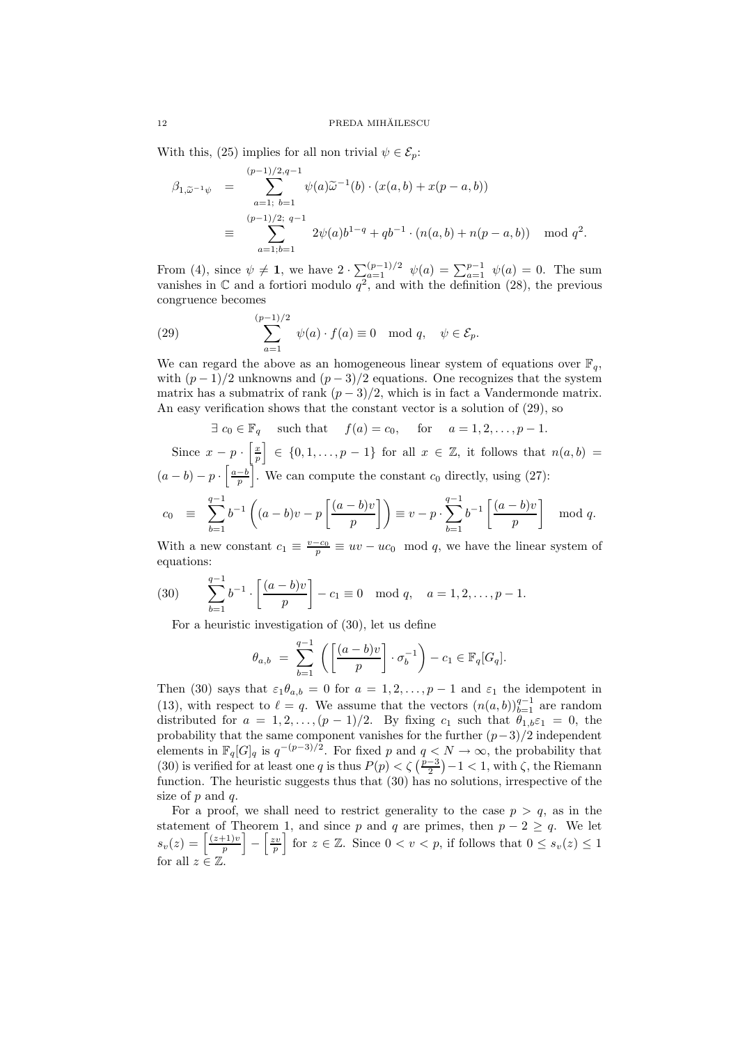With this, (25) implies for all non trivial $\psi \in \mathcal{E}_p$:

$$
\begin{aligned}
\beta_{1,\widetilde{\omega}^{-1}\psi} &= \sum_{a=1;\ b=1}^{(p-1)/2,q-1} \psi(a)\widetilde{\omega}^{-1}(b) \cdot (x(a,b) + x(p-a,b)) \\
&\equiv \sum_{a=1;b=1}^{(p-1)/2;\ q-1} 2\psi(a)b^{1-q} + qb^{-1} \cdot (n(a,b) + n(p-a,b)) \mod q^2.
\end{aligned}
$$

From (4), since $\psi \neq \mathbf{1}$, we have $2 \cdot \sum_{a=1}^{(p-1)/2} \psi(a) = \sum_{a=1}^{p-1} \psi(a) = 0$. The sum vanishes in $\mathbb{C}$ and a fortiori modulo $q^2$, and with the definition (28), the previous congruence becomes

$$
\sum_{a=1}^{(p-1)/2} \psi(a) \cdot f(a) \equiv 0 \mod q, \quad \psi \in \mathcal{E}_p. \tag{29}
$$

We can regard the above as an homogeneous linear system of equations over $\mathbb{F}_q$, with $(p-1)/2$ unknowns and $(p-3)/2$ equations. One recognizes that the system matrix has a submatrix of rank $(p-3)/2$, which is in fact a Vandermonde matrix. An easy verification shows that the constant vector is a solution of (29), so

$$
\exists\ c_0 \in \mathbb{F}_q \quad \text{such that} \quad f(a) = c_0, \quad \text{for} \quad a = 1, 2, \ldots, p-1.
$$

Since $x - p \cdot \left[\frac{x}{p}\right] \in \{0, 1, \ldots, p-1\}$ for all $x \in \mathbb{Z}$, it follows that $n(a,b) = (a-b) - p \cdot \left[\frac{a-b}{p}\right]$. We can compute the constant $c_0$ directly, using (27):

$$
c_0 \equiv \sum_{b=1}^{q-1} b^{-1} \left( (a-b)v - p\left[\frac{(a-b)v}{p}\right] \right) \equiv v - p \cdot \sum_{b=1}^{q-1} b^{-1} \left[\frac{(a-b)v}{p}\right] \mod q.
$$

With a new constant $c_1 \equiv \frac{v-c_0}{p} \equiv uv - uc_0 \mod q$, we have the linear system of equations:

$$
\sum_{b=1}^{q-1} b^{-1} \cdot \left[\frac{(a-b)v}{p}\right] - c_1 \equiv 0 \mod q, \quad a = 1, 2, \ldots, p-1. \tag{30}
$$

For a heuristic investigation of (30), let us define

$$
\theta_{a,b} = \sum_{b=1}^{q-1} \left( \left[\frac{(a-b)v}{p}\right] \cdot \sigma_b^{-1} \right) - c_1 \in \mathbb{F}_q[G_q].
$$

Then (30) says that $\varepsilon_1 \theta_{a,b} = 0$ for $a = 1, 2, \ldots, p-1$ and $\varepsilon_1$ the idempotent in (13), with respect to $\ell = q$. We assume that the vectors $(n(a,b))_{b=1}^{q-1}$ are random distributed for $a = 1, 2, \ldots, (p-1)/2$. By fixing $c_1$ such that $\theta_{1,b}\varepsilon_1 = 0$, the probability that the same component vanishes for the further $(p-3)/2$ independent elements in $\mathbb{F}_q[G]_q$ is $q^{-(p-3)/2}$. For fixed $p$ and $q < N \to \infty$, the probability that (30) is verified for at least one $q$ is thus $P(p) < \zeta\left(\frac{p-3}{2}\right) - 1 < 1$, with $\zeta$, the Riemann function. The heuristic suggests thus that (30) has no solutions, irrespective of the size of $p$ and $q$.

For a proof, we shall need to restrict generality to the case $p > q$, as in the statement of Theorem 1, and since $p$ and $q$ are primes, then $p - 2 \geq q$. We let $s_v(z) = \left[\frac{(z+1)v}{p}\right] - \left[\frac{zv}{p}\right]$ for $z \in \mathbb{Z}$. Since $0 < v < p$, if follows that $0 \leq s_v(z) \leq 1$ for all $z \in \mathbb{Z}$.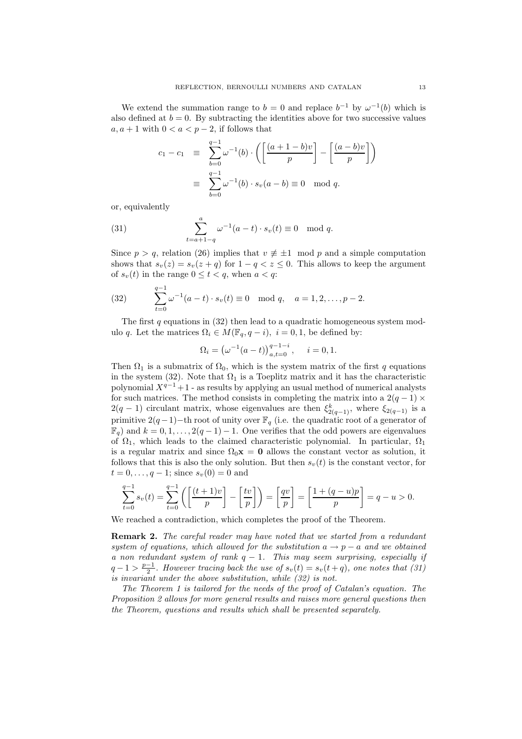We extend the summation range to $b = 0$ and replace $b^{-1}$ by $\omega^{-1}(b)$ which is also defined at $b = 0$. By subtracting the identities above for two successive values $a, a+1$ with $0 < a < p-2$, if follows that

$$
\begin{aligned}
c_1 - c_1 &\equiv \sum_{b=0}^{q-1} \omega^{-1}(b) \cdot \left( \left[ \frac{(a+1-b)v}{p} \right] - \left[ \frac{(a-b)v}{p} \right] \right) \\
&\equiv \sum_{b=0}^{q-1} \omega^{-1}(b) \cdot s_v(a-b) \equiv 0 \mod q.
\end{aligned}
$$

or, equivalently

$$
\sum_{t=a+1-q}^{a} \omega^{-1}(a-t) \cdot s_v(t) \equiv 0 \mod q. \tag{31}
$$

Since $p > q$, relation (26) implies that $v \not\equiv \pm 1 \mod p$ and a simple computation shows that $s_v(z) = s_v(z+q)$ for $1 - q < z \leq 0$. This allows to keep the argument of $s_v(t)$ in the range $0 \leq t < q$, when $a < q$:

$$
\sum_{t=0}^{q-1} \omega^{-1}(a-t) \cdot s_v(t) \equiv 0 \mod q, \quad a = 1, 2, \ldots, p-2. \tag{32}
$$

The first $q$ equations in (32) then lead to a quadratic homogeneous system modulo $q$. Let the matrices $\Omega_i \in M(\mathbb{F}_q, q-i),\ i = 0, 1$, be defined by:

$$
\Omega_i = \left( \omega^{-1}(a-t) \right)_{a,t=0}^{q-1-i}, \quad i = 0, 1.
$$

Then $\Omega_1$ is a submatrix of $\Omega_0$, which is the system matrix of the first $q$ equations in the system (32). Note that $\Omega_1$ is a Toeplitz matrix and it has the characteristic polynomial $X^{q-1} + 1$ - as results by applying an usual method of numerical analysts for such matrices. The method consists in completing the matrix into a $2(q-1) \times 2(q-1)$ circulant matrix, whose eigenvalues are then $\xi_{2(q-1)}^k$, where $\xi_{2(q-1)}$ is a primitive $2(q-1)$−th root of unity over $\mathbb{F}_q$ (i.e. the quadratic root of a generator of $\mathbb{F}_q$) and $k = 0, 1, \ldots, 2(q-1) - 1$. One verifies that the odd powers are eigenvalues of $\Omega_1$, which leads to the claimed characteristic polynomial. In particular, $\Omega_1$ is a regular matrix and since $\Omega_0 \mathbf{x} = \mathbf{0}$ allows the constant vector as solution, it follows that this is also the only solution. But then $s_v(t)$ is the constant vector, for $t = 0, \ldots, q-1$; since $s_v(0) = 0$ and

$$
\sum_{t=0}^{q-1} s_v(t) = \sum_{t=0}^{q-1} \left( \left[ \frac{(t+1)v}{p} \right] - \left[ \frac{tv}{p} \right] \right) = \left[ \frac{qv}{p} \right] = \left[ \frac{1 + (q-u)p}{p} \right] = q - u > 0.
$$

We reached a contradiction, which completes the proof of the Theorem.

**Remark 2.** *The careful reader may have noted that we started from a redundant system of equations, which allowed for the substitution $a \to p - a$ and we obtained a non redundant system of rank $q - 1$. This may seem surprising, especially if $q - 1 > \frac{p-1}{2}$. However tracing back the use of $s_v(t) = s_v(t+q)$, one notes that (31) is invariant under the above substitution, while (32) is not.*

*The Theorem 1 is tailored for the needs of the proof of Catalan's equation. The Proposition 2 allows for more general results and raises more general questions then the Theorem, questions and results which shall be presented separately.*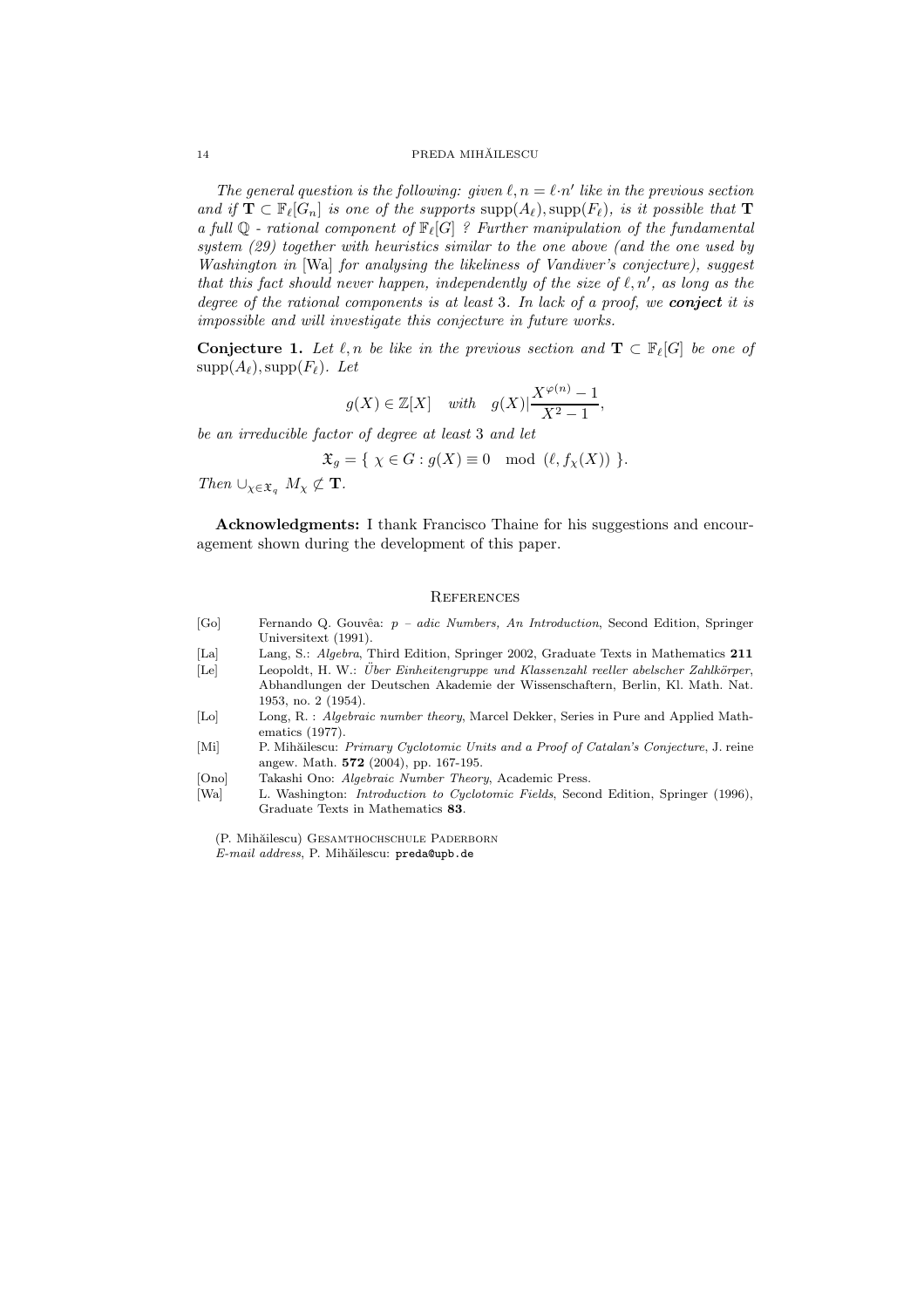*The general question is the following: given $\ell, n = \ell \cdot n'$ like in the previous section and if $\mathbf{T} \subset \mathbb{F}_\ell[G_n]$ is one of the supports $\mathrm{supp}(A_\ell), \mathrm{supp}(F_\ell)$, is it possible that $\mathbf{T}$ a full $\mathbb{Q}$ - rational component of $\mathbb{F}_\ell[G]$ ? Further manipulation of the fundamental system (29) together with heuristics similar to the one above (and the one used by Washington in* [Wa] *for analysing the likeliness of Vandiver's conjecture), suggest that this fact should never happen, independently of the size of $\ell, n'$, as long as the degree of the rational components is at least* 3*. In lack of a proof, we* ***conject*** *it is impossible and will investigate this conjecture in future works.*

**Conjecture 1.** *Let $\ell, n$ be like in the previous section and $\mathbf{T} \subset \mathbb{F}_\ell[G]$ be one of $\mathrm{supp}(A_\ell), \mathrm{supp}(F_\ell)$. Let*

$$g(X) \in \mathbb{Z}[X] \quad with \quad g(X) | \frac{X^{\varphi(n)} - 1}{X^2 - 1},$$

*be an irreducible factor of degree at least* 3 *and let*

$$\mathfrak{X}_g = \{ \ \chi \in G : g(X) \equiv 0 \mod (\ell, f_\chi(X)) \ \}.$$

*Then $\cup_{\chi \in \mathfrak{X}_g} M_\chi \not\subset \mathbf{T}$.*

**Acknowledgments:** I thank Francisco Thaine for his suggestions and encouragement shown during the development of this paper.

## References

[Go] Fernando Q. Gouvêa: *p – adic Numbers, An Introduction*, Second Edition, Springer Universitext (1991).

[La] Lang, S.: *Algebra*, Third Edition, Springer 2002, Graduate Texts in Mathematics **211**

[Le] Leopoldt, H. W.: *Über Einheitengruppe und Klassenzahl reeller abelscher Zahlkörper*, Abhandlungen der Deutschen Akademie der Wissenschaftern, Berlin, Kl. Math. Nat. 1953, no. 2 (1954).

[Lo] Long, R. : *Algebraic number theory*, Marcel Dekker, Series in Pure and Applied Mathematics (1977).

[Mi] P. Mihăilescu: *Primary Cyclotomic Units and a Proof of Catalan's Conjecture*, J. reine angew. Math. **572** (2004), pp. 167-195.

[Ono] Takashi Ono: *Algebraic Number Theory*, Academic Press.

[Wa] L. Washington: *Introduction to Cyclotomic Fields*, Second Edition, Springer (1996), Graduate Texts in Mathematics **83**.

(P. Mihăilescu) Gesamthochschule Paderborn

*E-mail address*, P. Mihăilescu: preda@upb.de